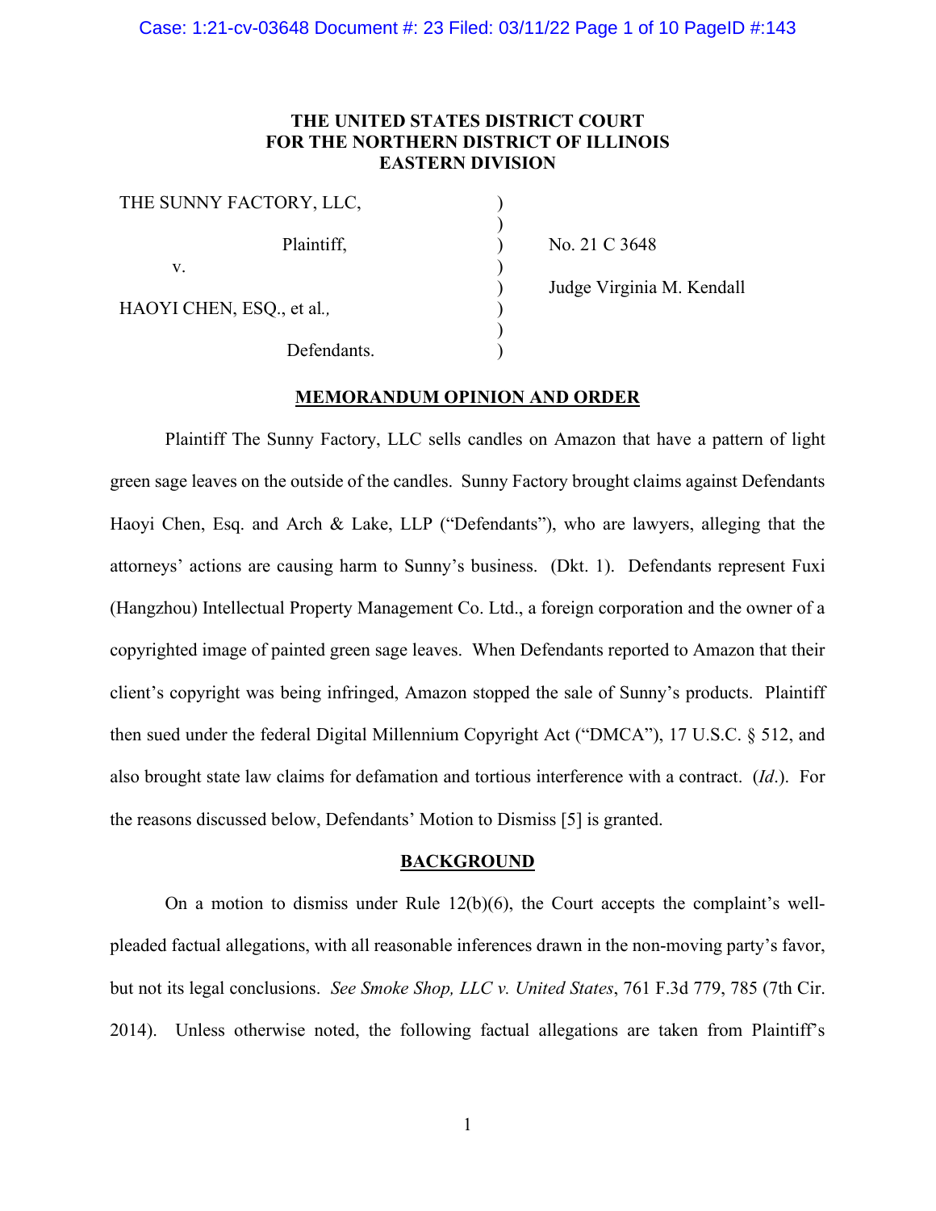**THE UNITED STATES DISTRICT COURT**
**FOR THE NORTHERN DISTRICT OF ILLINOIS**
**EASTERN DIVISION**

| | | |
|---|---|---|
| THE SUNNY FACTORY, LLC, | ) | |
| | ) | |
| Plaintiff, | ) | No. 21 C 3648 |
| v. | ) | |
| | ) | Judge Virginia M. Kendall |
| HAOYI CHEN, ESQ., et al*.*, | ) | |
| | ) | |
| Defendants. | ) | |

## MEMORANDUM OPINION AND ORDER

Plaintiff The Sunny Factory, LLC sells candles on Amazon that have a pattern of light green sage leaves on the outside of the candles. Sunny Factory brought claims against Defendants Haoyi Chen, Esq. and Arch & Lake, LLP ("Defendants"), who are lawyers, alleging that the attorneys' actions are causing harm to Sunny's business. (Dkt. 1). Defendants represent Fuxi (Hangzhou) Intellectual Property Management Co. Ltd., a foreign corporation and the owner of a copyrighted image of painted green sage leaves. When Defendants reported to Amazon that their client's copyright was being infringed, Amazon stopped the sale of Sunny's products. Plaintiff then sued under the federal Digital Millennium Copyright Act ("DMCA"), 17 U.S.C. § 512, and also brought state law claims for defamation and tortious interference with a contract. (*Id*.). For the reasons discussed below, Defendants' Motion to Dismiss [5] is granted.

## BACKGROUND

On a motion to dismiss under Rule 12(b)(6), the Court accepts the complaint's well-pleaded factual allegations, with all reasonable inferences drawn in the non-moving party's favor, but not its legal conclusions. *See Smoke Shop, LLC v. United States*, 761 F.3d 779, 785 (7th Cir. 2014). Unless otherwise noted, the following factual allegations are taken from Plaintiff's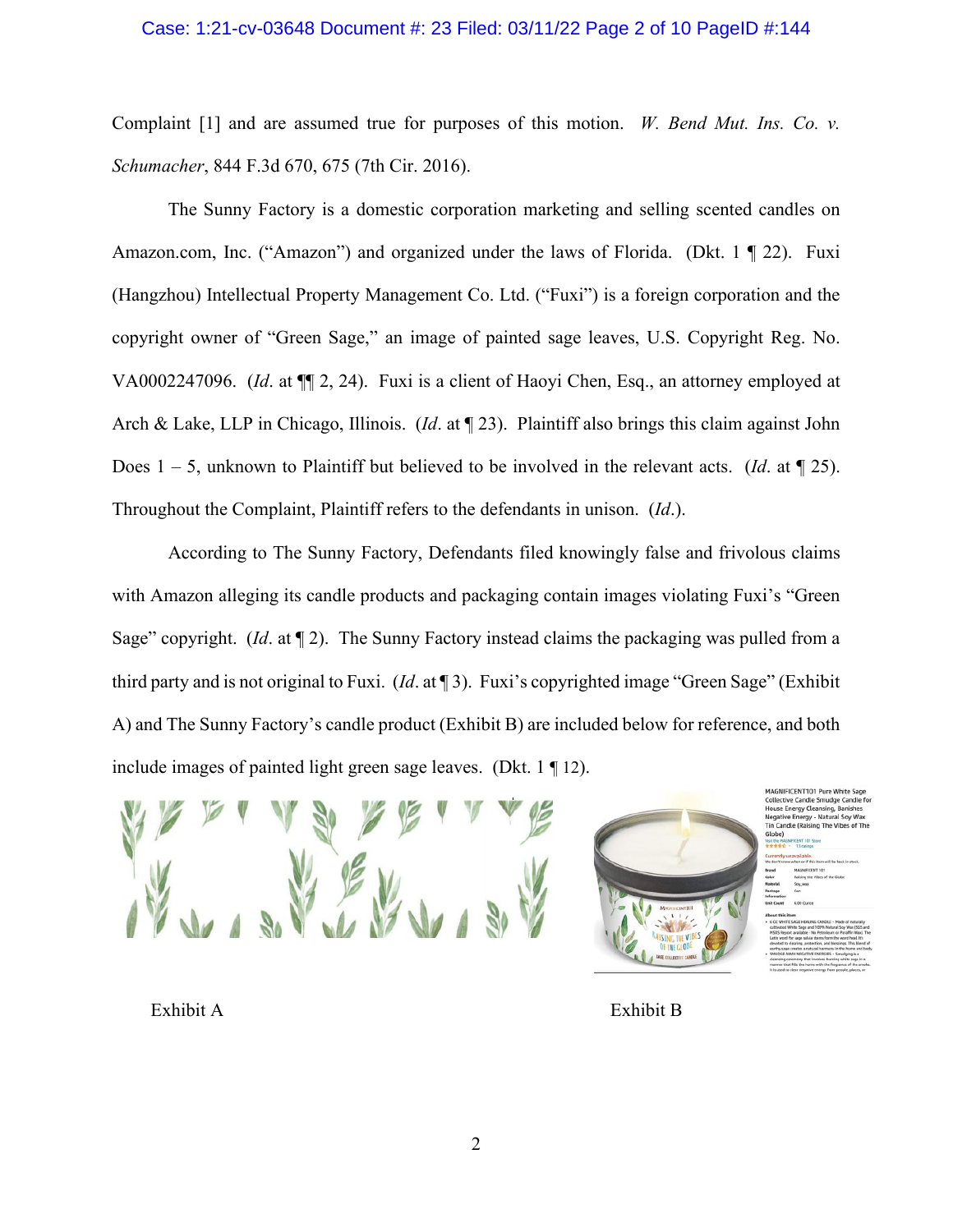Complaint [1] and are assumed true for purposes of this motion. *W. Bend Mut. Ins. Co. v. Schumacher*, 844 F.3d 670, 675 (7th Cir. 2016).

The Sunny Factory is a domestic corporation marketing and selling scented candles on Amazon.com, Inc. ("Amazon") and organized under the laws of Florida. (Dkt. 1 ¶ 22). Fuxi (Hangzhou) Intellectual Property Management Co. Ltd. ("Fuxi") is a foreign corporation and the copyright owner of "Green Sage," an image of painted sage leaves, U.S. Copyright Reg. No. VA0002247096. (*Id*. at ¶¶ 2, 24). Fuxi is a client of Haoyi Chen, Esq., an attorney employed at Arch & Lake, LLP in Chicago, Illinois. (*Id*. at ¶ 23). Plaintiff also brings this claim against John Does 1 – 5, unknown to Plaintiff but believed to be involved in the relevant acts. (*Id*. at ¶ 25). Throughout the Complaint, Plaintiff refers to the defendants in unison. (*Id*.).

According to The Sunny Factory, Defendants filed knowingly false and frivolous claims with Amazon alleging its candle products and packaging contain images violating Fuxi's "Green Sage" copyright. (*Id*. at ¶ 2). The Sunny Factory instead claims the packaging was pulled from a third party and is not original to Fuxi. (*Id*. at ¶ 3). Fuxi's copyrighted image "Green Sage" (Exhibit A) and The Sunny Factory's candle product (Exhibit B) are included below for reference, and both include images of painted light green sage leaves. (Dkt. 1 ¶ 12).

Exhibit A

Exhibit B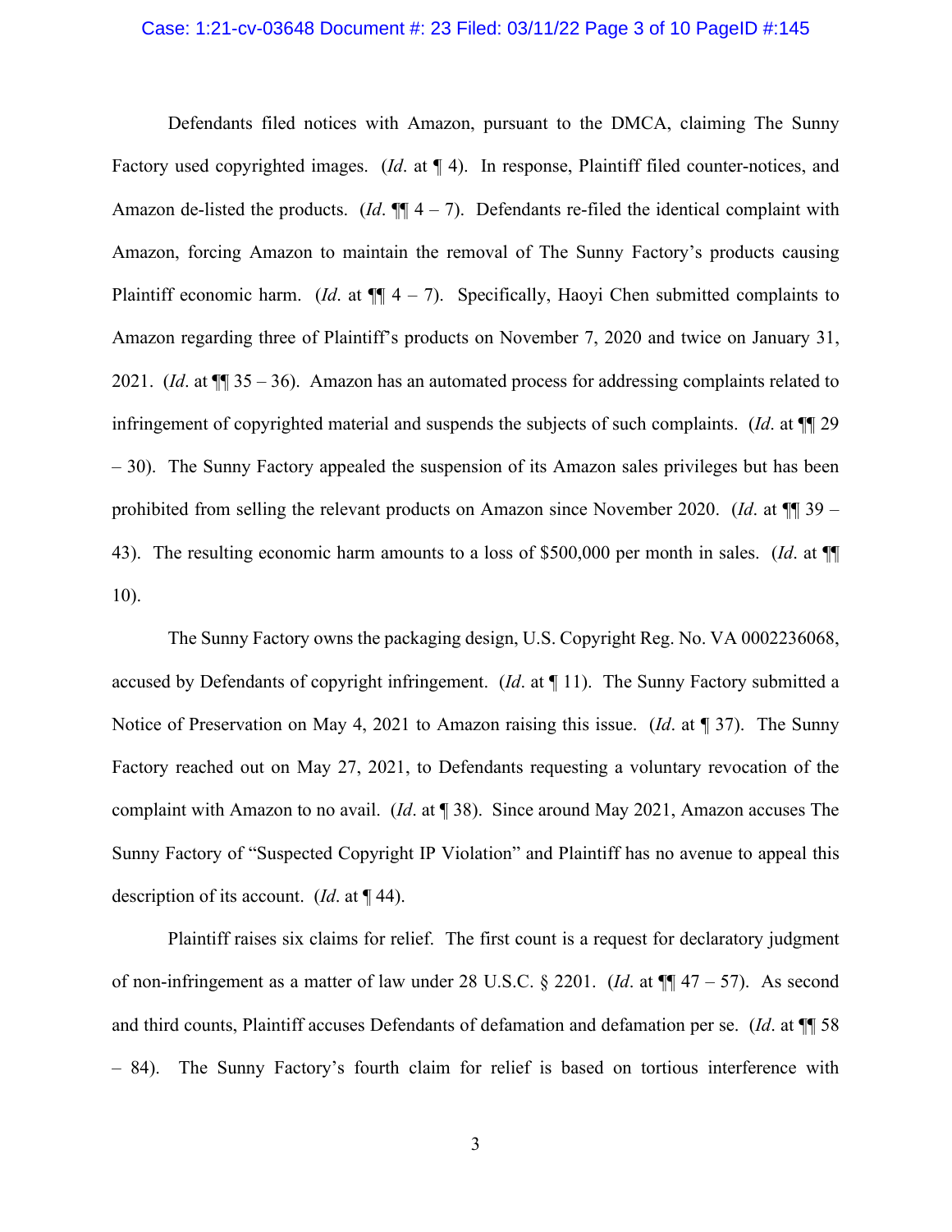Defendants filed notices with Amazon, pursuant to the DMCA, claiming The Sunny Factory used copyrighted images. (*Id*. at ¶ 4). In response, Plaintiff filed counter-notices, and Amazon de-listed the products. (*Id*. ¶¶ 4 – 7). Defendants re-filed the identical complaint with Amazon, forcing Amazon to maintain the removal of The Sunny Factory's products causing Plaintiff economic harm. (*Id*. at ¶¶ 4 – 7). Specifically, Haoyi Chen submitted complaints to Amazon regarding three of Plaintiff's products on November 7, 2020 and twice on January 31, 2021. (*Id*. at ¶¶ 35 – 36). Amazon has an automated process for addressing complaints related to infringement of copyrighted material and suspends the subjects of such complaints. (*Id*. at ¶¶ 29 – 30). The Sunny Factory appealed the suspension of its Amazon sales privileges but has been prohibited from selling the relevant products on Amazon since November 2020. (*Id*. at ¶¶ 39 – 43). The resulting economic harm amounts to a loss of $500,000 per month in sales. (*Id*. at ¶¶ 10).

The Sunny Factory owns the packaging design, U.S. Copyright Reg. No. VA 0002236068, accused by Defendants of copyright infringement. (*Id*. at ¶ 11). The Sunny Factory submitted a Notice of Preservation on May 4, 2021 to Amazon raising this issue. (*Id*. at ¶ 37). The Sunny Factory reached out on May 27, 2021, to Defendants requesting a voluntary revocation of the complaint with Amazon to no avail. (*Id*. at ¶ 38). Since around May 2021, Amazon accuses The Sunny Factory of "Suspected Copyright IP Violation" and Plaintiff has no avenue to appeal this description of its account. (*Id*. at ¶ 44).

Plaintiff raises six claims for relief. The first count is a request for declaratory judgment of non-infringement as a matter of law under 28 U.S.C. § 2201. (*Id*. at ¶¶ 47 – 57). As second and third counts, Plaintiff accuses Defendants of defamation and defamation per se. (*Id*. at ¶¶ 58 – 84). The Sunny Factory's fourth claim for relief is based on tortious interference with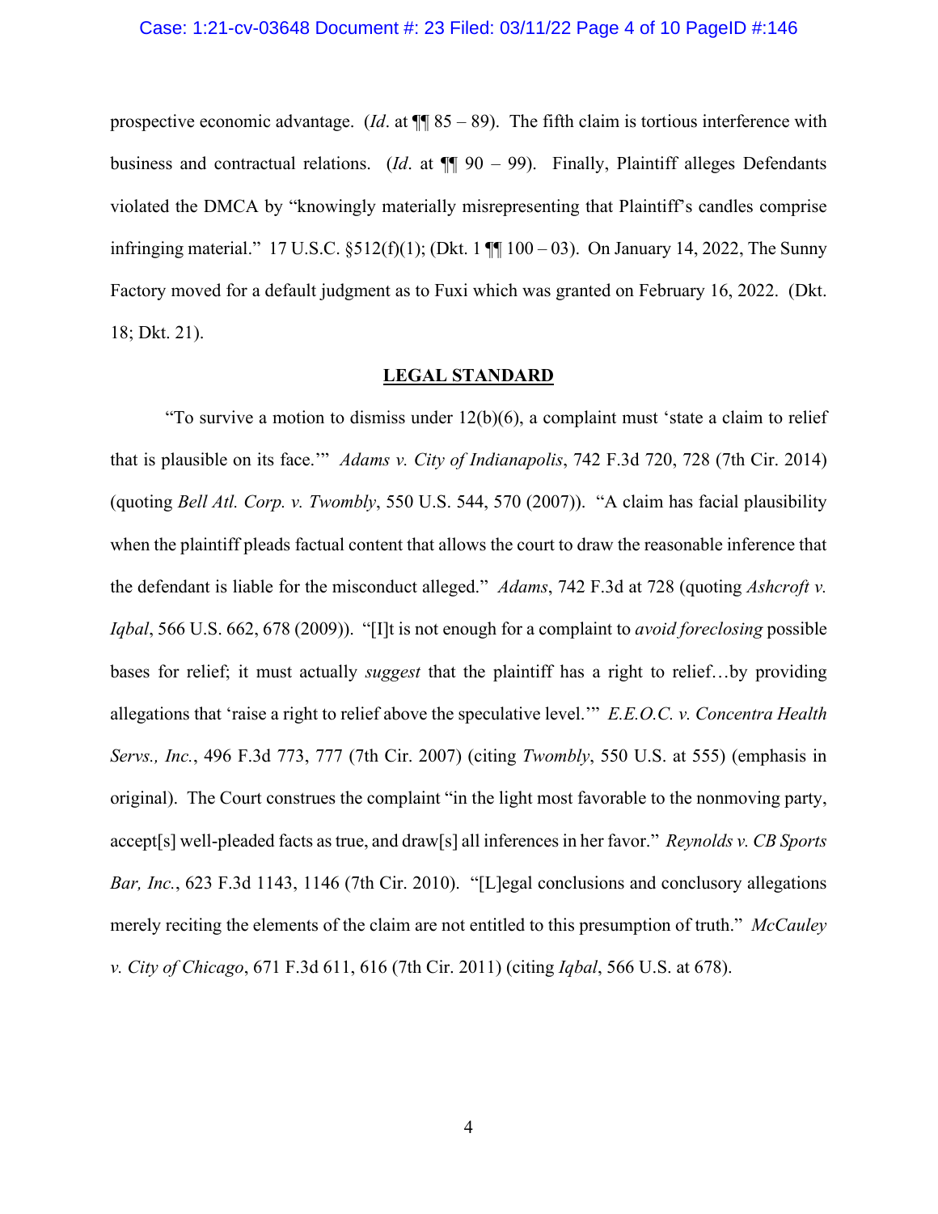prospective economic advantage. (*Id*. at ¶¶ 85 – 89). The fifth claim is tortious interference with business and contractual relations. (*Id*. at ¶¶ 90 – 99). Finally, Plaintiff alleges Defendants violated the DMCA by "knowingly materially misrepresenting that Plaintiff's candles comprise infringing material." 17 U.S.C. §512(f)(1); (Dkt. 1 ¶¶ 100 – 03). On January 14, 2022, The Sunny Factory moved for a default judgment as to Fuxi which was granted on February 16, 2022. (Dkt. 18; Dkt. 21).

## LEGAL STANDARD

"To survive a motion to dismiss under 12(b)(6), a complaint must 'state a claim to relief that is plausible on its face.'" *Adams v. City of Indianapolis*, 742 F.3d 720, 728 (7th Cir. 2014) (quoting *Bell Atl. Corp. v. Twombly*, 550 U.S. 544, 570 (2007)). "A claim has facial plausibility when the plaintiff pleads factual content that allows the court to draw the reasonable inference that the defendant is liable for the misconduct alleged." *Adams*, 742 F.3d at 728 (quoting *Ashcroft v. Iqbal*, 566 U.S. 662, 678 (2009)). "[I]t is not enough for a complaint to *avoid foreclosing* possible bases for relief; it must actually *suggest* that the plaintiff has a right to relief…by providing allegations that 'raise a right to relief above the speculative level.'" *E.E.O.C. v. Concentra Health Servs., Inc.*, 496 F.3d 773, 777 (7th Cir. 2007) (citing *Twombly*, 550 U.S. at 555) (emphasis in original). The Court construes the complaint "in the light most favorable to the nonmoving party, accept[s] well-pleaded facts as true, and draw[s] all inferences in her favor." *Reynolds v. CB Sports Bar, Inc.*, 623 F.3d 1143, 1146 (7th Cir. 2010). "[L]egal conclusions and conclusory allegations merely reciting the elements of the claim are not entitled to this presumption of truth." *McCauley v. City of Chicago*, 671 F.3d 611, 616 (7th Cir. 2011) (citing *Iqbal*, 566 U.S. at 678).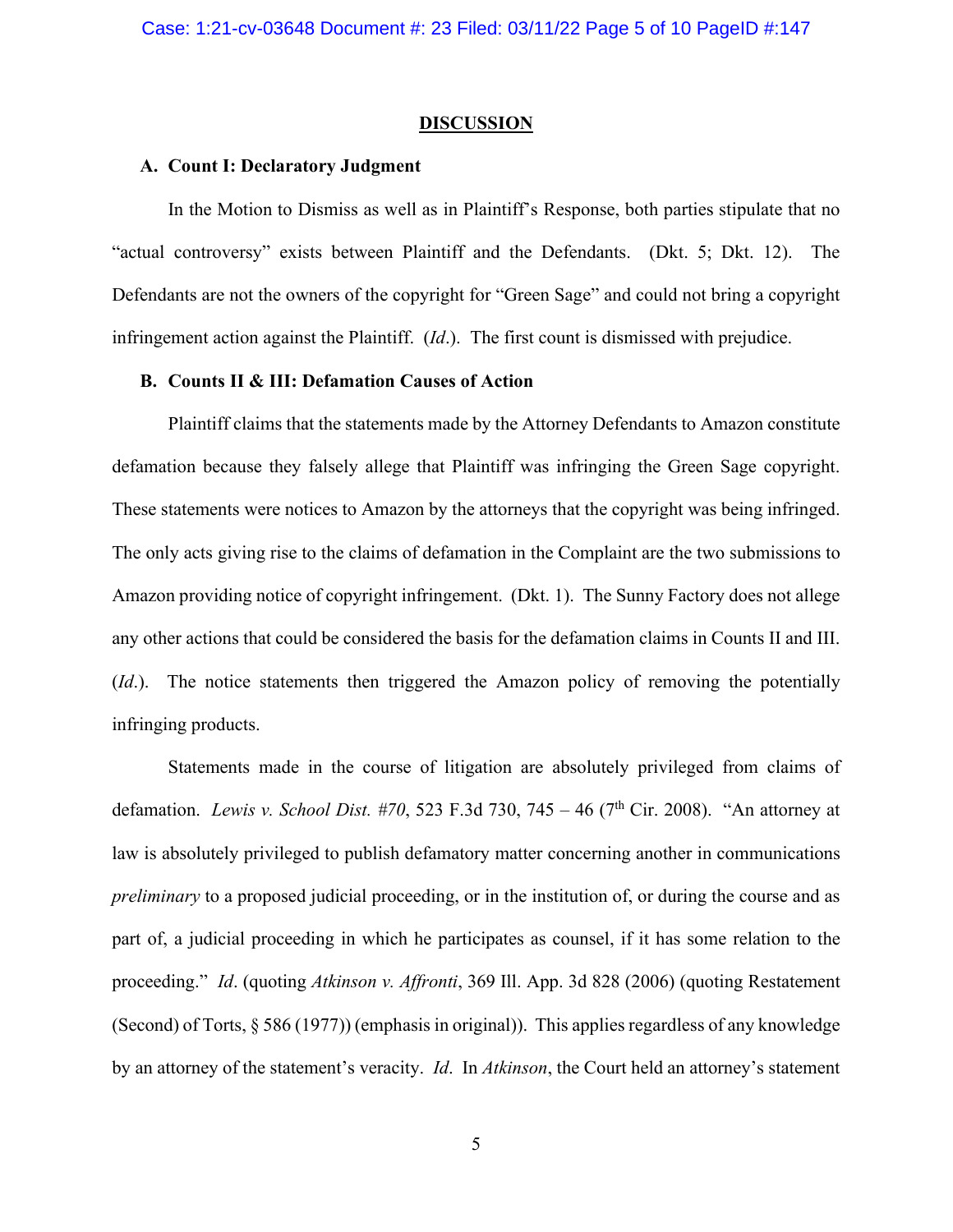## DISCUSSION

### A. Count I: Declaratory Judgment

In the Motion to Dismiss as well as in Plaintiff's Response, both parties stipulate that no "actual controversy" exists between Plaintiff and the Defendants. (Dkt. 5; Dkt. 12). The Defendants are not the owners of the copyright for "Green Sage" and could not bring a copyright infringement action against the Plaintiff. (*Id*.). The first count is dismissed with prejudice.

### B. Counts II & III: Defamation Causes of Action

Plaintiff claims that the statements made by the Attorney Defendants to Amazon constitute defamation because they falsely allege that Plaintiff was infringing the Green Sage copyright. These statements were notices to Amazon by the attorneys that the copyright was being infringed. The only acts giving rise to the claims of defamation in the Complaint are the two submissions to Amazon providing notice of copyright infringement. (Dkt. 1). The Sunny Factory does not allege any other actions that could be considered the basis for the defamation claims in Counts II and III. (*Id*.). The notice statements then triggered the Amazon policy of removing the potentially infringing products.

Statements made in the course of litigation are absolutely privileged from claims of defamation. *Lewis v. School Dist. #70*, 523 F.3d 730, 745 – 46 (7th Cir. 2008). "An attorney at law is absolutely privileged to publish defamatory matter concerning another in communications *preliminary* to a proposed judicial proceeding, or in the institution of, or during the course and as part of, a judicial proceeding in which he participates as counsel, if it has some relation to the proceeding." *Id*. (quoting *Atkinson v. Affronti*, 369 Ill. App. 3d 828 (2006) (quoting Restatement (Second) of Torts, § 586 (1977)) (emphasis in original)). This applies regardless of any knowledge by an attorney of the statement's veracity. *Id*. In *Atkinson*, the Court held an attorney's statement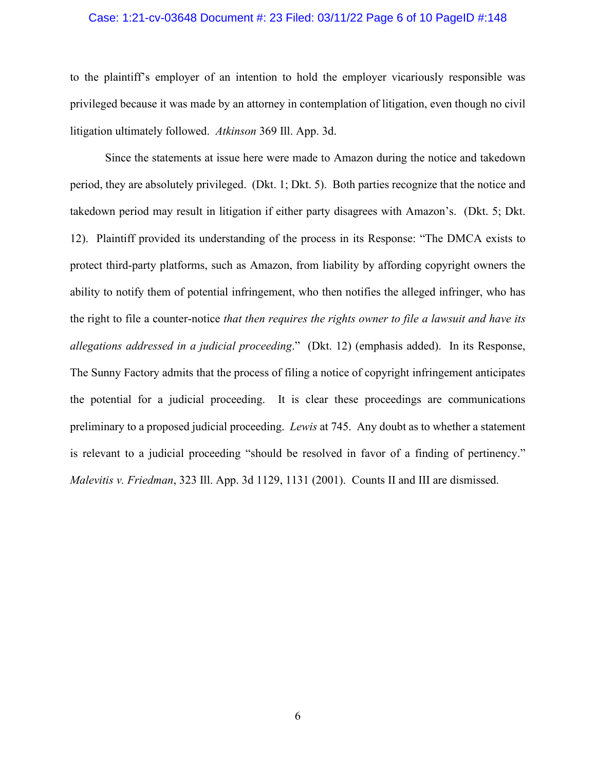to the plaintiff's employer of an intention to hold the employer vicariously responsible was privileged because it was made by an attorney in contemplation of litigation, even though no civil litigation ultimately followed. *Atkinson* 369 Ill. App. 3d.

Since the statements at issue here were made to Amazon during the notice and takedown period, they are absolutely privileged. (Dkt. 1; Dkt. 5). Both parties recognize that the notice and takedown period may result in litigation if either party disagrees with Amazon's. (Dkt. 5; Dkt. 12). Plaintiff provided its understanding of the process in its Response: "The DMCA exists to protect third-party platforms, such as Amazon, from liability by affording copyright owners the ability to notify them of potential infringement, who then notifies the alleged infringer, who has the right to file a counter-notice *that then requires the rights owner to file a lawsuit and have its allegations addressed in a judicial proceeding*." (Dkt. 12) (emphasis added). In its Response, The Sunny Factory admits that the process of filing a notice of copyright infringement anticipates the potential for a judicial proceeding. It is clear these proceedings are communications preliminary to a proposed judicial proceeding. *Lewis* at 745. Any doubt as to whether a statement is relevant to a judicial proceeding "should be resolved in favor of a finding of pertinency." *Malevitis v. Friedman*, 323 Ill. App. 3d 1129, 1131 (2001). Counts II and III are dismissed.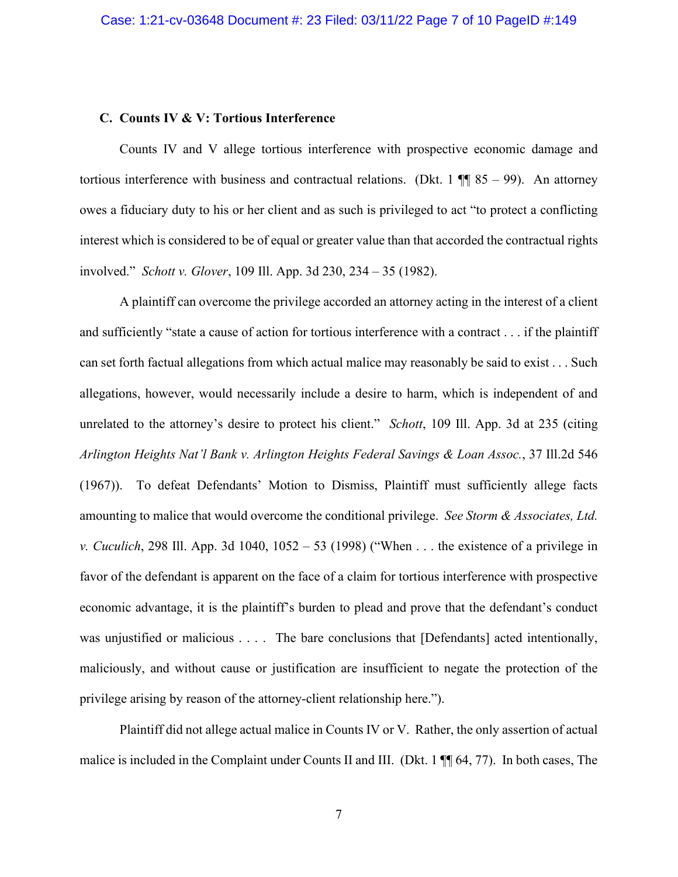### C. Counts IV & V: Tortious Interference

Counts IV and V allege tortious interference with prospective economic damage and tortious interference with business and contractual relations. (Dkt. 1 ¶¶ 85 – 99). An attorney owes a fiduciary duty to his or her client and as such is privileged to act "to protect a conflicting interest which is considered to be of equal or greater value than that accorded the contractual rights involved." *Schott v. Glover*, 109 Ill. App. 3d 230, 234 – 35 (1982).

A plaintiff can overcome the privilege accorded an attorney acting in the interest of a client and sufficiently "state a cause of action for tortious interference with a contract . . . if the plaintiff can set forth factual allegations from which actual malice may reasonably be said to exist . . . Such allegations, however, would necessarily include a desire to harm, which is independent of and unrelated to the attorney's desire to protect his client." *Schott*, 109 Ill. App. 3d at 235 (citing *Arlington Heights Nat'l Bank v. Arlington Heights Federal Savings & Loan Assoc.*, 37 Ill.2d 546 (1967)). To defeat Defendants' Motion to Dismiss, Plaintiff must sufficiently allege facts amounting to malice that would overcome the conditional privilege. *See Storm & Associates, Ltd. v. Cuculich*, 298 Ill. App. 3d 1040, 1052 – 53 (1998) ("When . . . the existence of a privilege in favor of the defendant is apparent on the face of a claim for tortious interference with prospective economic advantage, it is the plaintiff's burden to plead and prove that the defendant's conduct was unjustified or malicious . . . . The bare conclusions that [Defendants] acted intentionally, maliciously, and without cause or justification are insufficient to negate the protection of the privilege arising by reason of the attorney-client relationship here.").

Plaintiff did not allege actual malice in Counts IV or V. Rather, the only assertion of actual malice is included in the Complaint under Counts II and III. (Dkt. 1 ¶¶ 64, 77). In both cases, The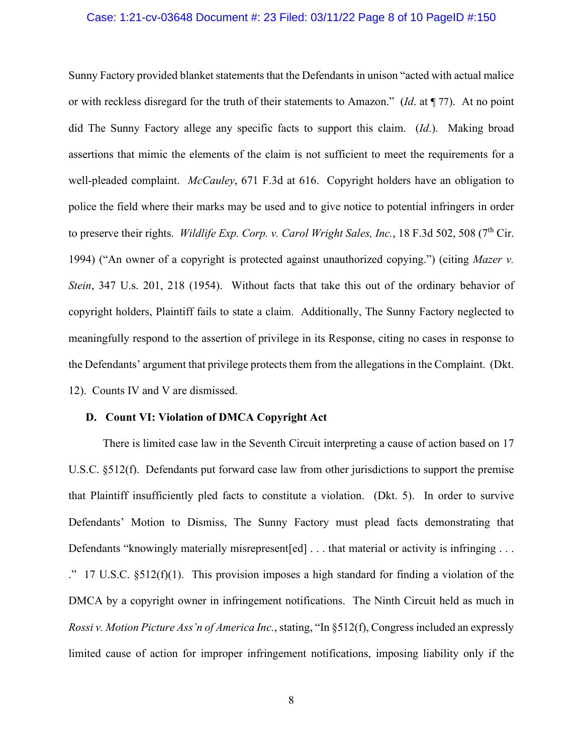Sunny Factory provided blanket statements that the Defendants in unison "acted with actual malice or with reckless disregard for the truth of their statements to Amazon." (*Id*. at ¶ 77). At no point did The Sunny Factory allege any specific facts to support this claim. (*Id*.). Making broad assertions that mimic the elements of the claim is not sufficient to meet the requirements for a well-pleaded complaint. *McCauley*, 671 F.3d at 616. Copyright holders have an obligation to police the field where their marks may be used and to give notice to potential infringers in order to preserve their rights. *Wildlife Exp. Corp. v. Carol Wright Sales, Inc.*, 18 F.3d 502, 508 (7th Cir. 1994) ("An owner of a copyright is protected against unauthorized copying.") (citing *Mazer v. Stein*, 347 U.s. 201, 218 (1954). Without facts that take this out of the ordinary behavior of copyright holders, Plaintiff fails to state a claim. Additionally, The Sunny Factory neglected to meaningfully respond to the assertion of privilege in its Response, citing no cases in response to the Defendants' argument that privilege protects them from the allegations in the Complaint. (Dkt. 12). Counts IV and V are dismissed.

### D. Count VI: Violation of DMCA Copyright Act

There is limited case law in the Seventh Circuit interpreting a cause of action based on 17 U.S.C. §512(f). Defendants put forward case law from other jurisdictions to support the premise that Plaintiff insufficiently pled facts to constitute a violation. (Dkt. 5). In order to survive Defendants' Motion to Dismiss, The Sunny Factory must plead facts demonstrating that Defendants "knowingly materially misrepresent[ed] . . . that material or activity is infringing . . . ." 17 U.S.C. §512(f)(1). This provision imposes a high standard for finding a violation of the DMCA by a copyright owner in infringement notifications. The Ninth Circuit held as much in *Rossi v. Motion Picture Ass'n of America Inc.*, stating, "In §512(f), Congress included an expressly limited cause of action for improper infringement notifications, imposing liability only if the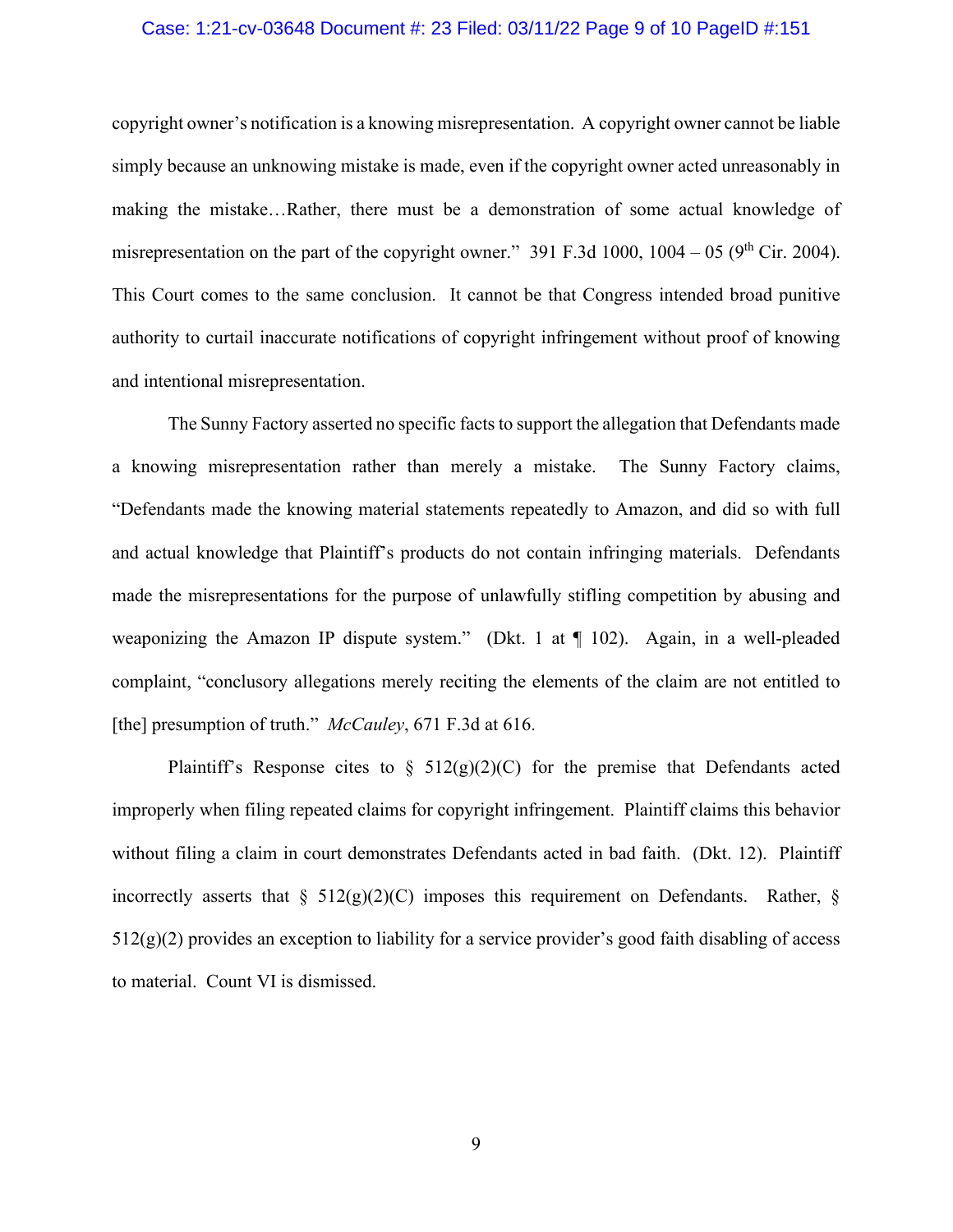copyright owner's notification is a knowing misrepresentation. A copyright owner cannot be liable simply because an unknowing mistake is made, even if the copyright owner acted unreasonably in making the mistake…Rather, there must be a demonstration of some actual knowledge of misrepresentation on the part of the copyright owner." 391 F.3d 1000, 1004 – 05 (9th Cir. 2004). This Court comes to the same conclusion. It cannot be that Congress intended broad punitive authority to curtail inaccurate notifications of copyright infringement without proof of knowing and intentional misrepresentation.

The Sunny Factory asserted no specific facts to support the allegation that Defendants made a knowing misrepresentation rather than merely a mistake. The Sunny Factory claims, "Defendants made the knowing material statements repeatedly to Amazon, and did so with full and actual knowledge that Plaintiff's products do not contain infringing materials. Defendants made the misrepresentations for the purpose of unlawfully stifling competition by abusing and weaponizing the Amazon IP dispute system." (Dkt. 1 at ¶ 102). Again, in a well-pleaded complaint, "conclusory allegations merely reciting the elements of the claim are not entitled to [the] presumption of truth." *McCauley*, 671 F.3d at 616.

Plaintiff's Response cites to § 512(g)(2)(C) for the premise that Defendants acted improperly when filing repeated claims for copyright infringement. Plaintiff claims this behavior without filing a claim in court demonstrates Defendants acted in bad faith. (Dkt. 12). Plaintiff incorrectly asserts that § 512(g)(2)(C) imposes this requirement on Defendants. Rather, § 512(g)(2) provides an exception to liability for a service provider's good faith disabling of access to material. Count VI is dismissed.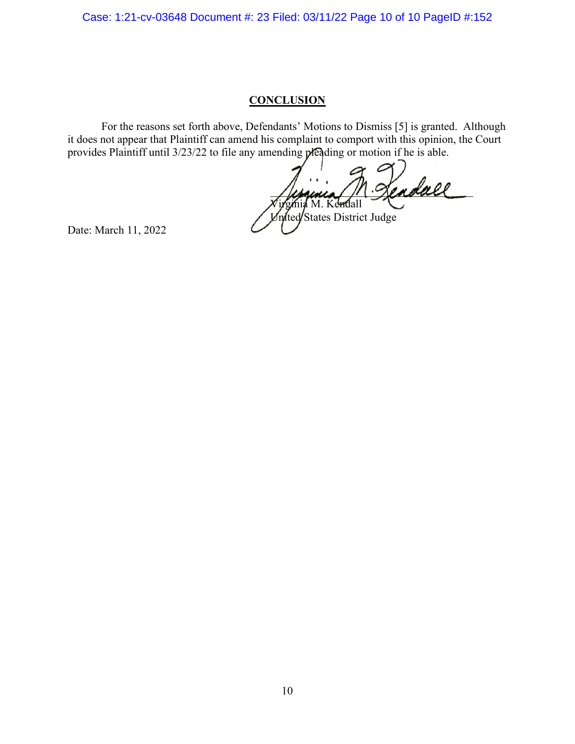## CONCLUSION

For the reasons set forth above, Defendants' Motions to Dismiss [5] is granted. Although it does not appear that Plaintiff can amend his complaint to comport with this opinion, the Court provides Plaintiff until 3/23/22 to file any amending pleading or motion if he is able.

Virginia M. Kendall
United States District Judge

Date: March 11, 2022